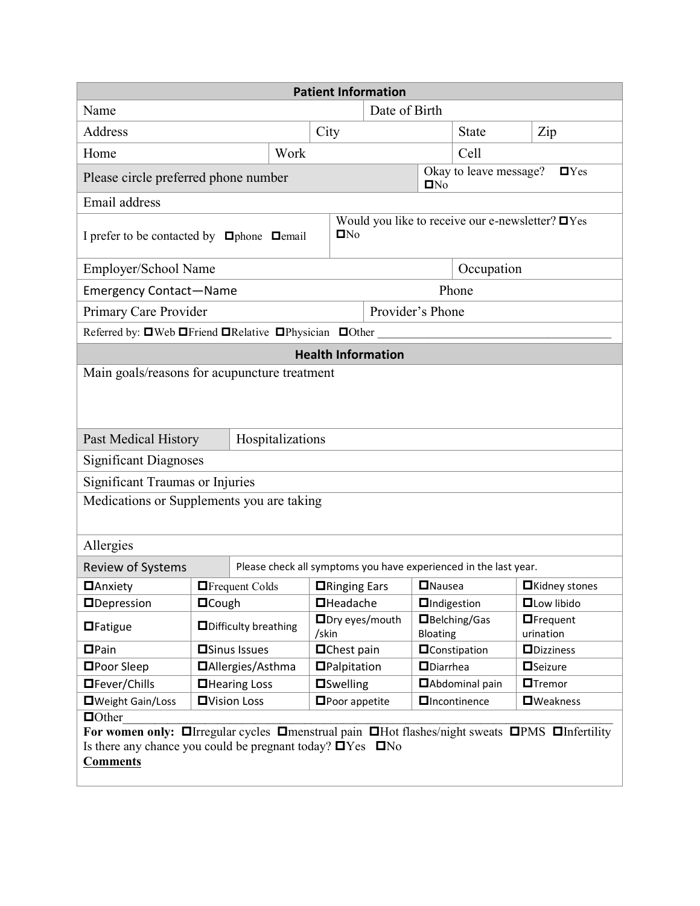## Patient Information

| Name | | Date of Birth | | |
|---|---|---|---|---|
| Address | City | | State | Zip |
| Home | Work | | Cell | |

Please circle preferred phone number — Okay to leave message? ☐Yes ☐No

Email address

I prefer to be contacted by ☐phone ☐email — Would you like to receive our e-newsletter? ☐Yes ☐No

| Employer/School Name | Occupation |
|---|---|
| Emergency Contact—Name | Phone |
| Primary Care Provider | Provider's Phone |

Referred by: ☐Web ☐Friend ☐Relative ☐Physician ☐Other ______________________________________

## Health Information

Main goals/reasons for acupuncture treatment

Past Medical History — Hospitalizations

Significant Diagnoses

Significant Traumas or Injuries

Medications or Supplements you are taking

Allergies

**Review of Systems** — Please check all symptoms you have experienced in the last year.

| | | | | |
|---|---|---|---|---|
| ☐Anxiety | ☐Frequent Colds | ☐Ringing Ears | ☐Nausea | ☐Kidney stones |
| ☐Depression | ☐Cough | ☐Headache | ☐Indigestion | ☐Low libido |
| ☐Fatigue | ☐Difficulty breathing | ☐Dry eyes/mouth /skin | ☐Belching/Gas Bloating | ☐Frequent urination |
| ☐Pain | ☐Sinus Issues | ☐Chest pain | ☐Constipation | ☐Dizziness |
| ☐Poor Sleep | ☐Allergies/Asthma | ☐Palpitation | ☐Diarrhea | ☐Seizure |
| ☐Fever/Chills | ☐Hearing Loss | ☐Swelling | ☐Abdominal pain | ☐Tremor |
| ☐Weight Gain/Loss | ☐Vision Loss | ☐Poor appetite | ☐Incontinence | ☐Weakness |

☐Other_______________________________________________________________________________

**For women only:** ☐Irregular cycles ☐menstrual pain ☐Hot flashes/night sweats ☐PMS ☐Infertility

Is there any chance you could be pregnant today? ☐Yes ☐No

**Comments**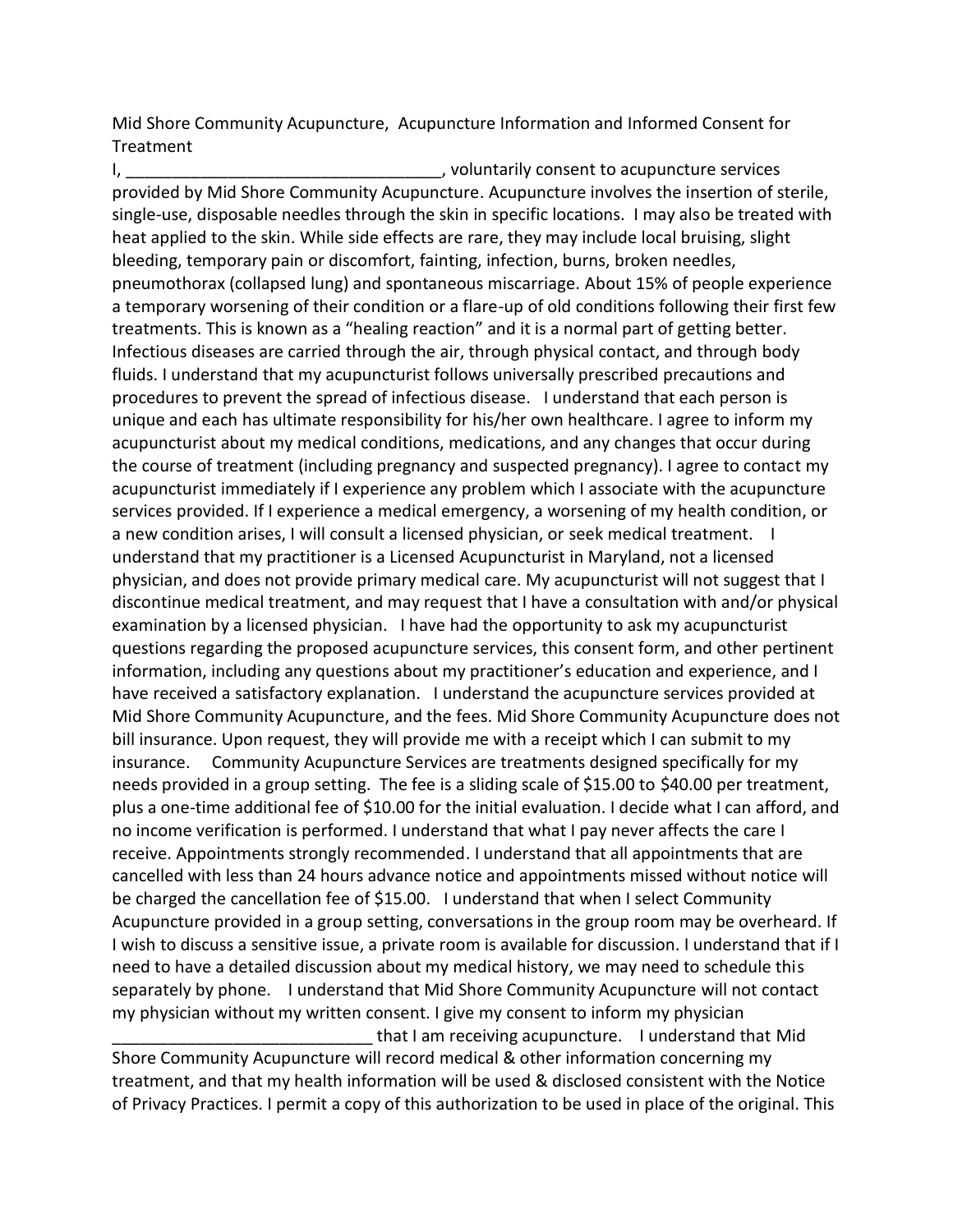Mid Shore Community Acupuncture, Acupuncture Information and Informed Consent for Treatment

I, __________________________________, voluntarily consent to acupuncture services provided by Mid Shore Community Acupuncture. Acupuncture involves the insertion of sterile, single-use, disposable needles through the skin in specific locations. I may also be treated with heat applied to the skin. While side effects are rare, they may include local bruising, slight bleeding, temporary pain or discomfort, fainting, infection, burns, broken needles, pneumothorax (collapsed lung) and spontaneous miscarriage. About 15% of people experience a temporary worsening of their condition or a flare-up of old conditions following their first few treatments. This is known as a "healing reaction" and it is a normal part of getting better. Infectious diseases are carried through the air, through physical contact, and through body fluids. I understand that my acupuncturist follows universally prescribed precautions and procedures to prevent the spread of infectious disease. I understand that each person is unique and each has ultimate responsibility for his/her own healthcare. I agree to inform my acupuncturist about my medical conditions, medications, and any changes that occur during the course of treatment (including pregnancy and suspected pregnancy). I agree to contact my acupuncturist immediately if I experience any problem which I associate with the acupuncture services provided. If I experience a medical emergency, a worsening of my health condition, or a new condition arises, I will consult a licensed physician, or seek medical treatment. I understand that my practitioner is a Licensed Acupuncturist in Maryland, not a licensed physician, and does not provide primary medical care. My acupuncturist will not suggest that I discontinue medical treatment, and may request that I have a consultation with and/or physical examination by a licensed physician. I have had the opportunity to ask my acupuncturist questions regarding the proposed acupuncture services, this consent form, and other pertinent information, including any questions about my practitioner's education and experience, and I have received a satisfactory explanation. I understand the acupuncture services provided at Mid Shore Community Acupuncture, and the fees. Mid Shore Community Acupuncture does not bill insurance. Upon request, they will provide me with a receipt which I can submit to my insurance. Community Acupuncture Services are treatments designed specifically for my needs provided in a group setting. The fee is a sliding scale of $15.00 to $40.00 per treatment, plus a one-time additional fee of $10.00 for the initial evaluation. I decide what I can afford, and no income verification is performed. I understand that what I pay never affects the care I receive. Appointments strongly recommended. I understand that all appointments that are cancelled with less than 24 hours advance notice and appointments missed without notice will be charged the cancellation fee of $15.00. I understand that when I select Community Acupuncture provided in a group setting, conversations in the group room may be overheard. If I wish to discuss a sensitive issue, a private room is available for discussion. I understand that if I need to have a detailed discussion about my medical history, we may need to schedule this separately by phone. I understand that Mid Shore Community Acupuncture will not contact my physician without my written consent. I give my consent to inform my physician ____________________________ that I am receiving acupuncture. I understand that Mid Shore Community Acupuncture will record medical & other information concerning my treatment, and that my health information will be used & disclosed consistent with the Notice of Privacy Practices. I permit a copy of this authorization to be used in place of the original. This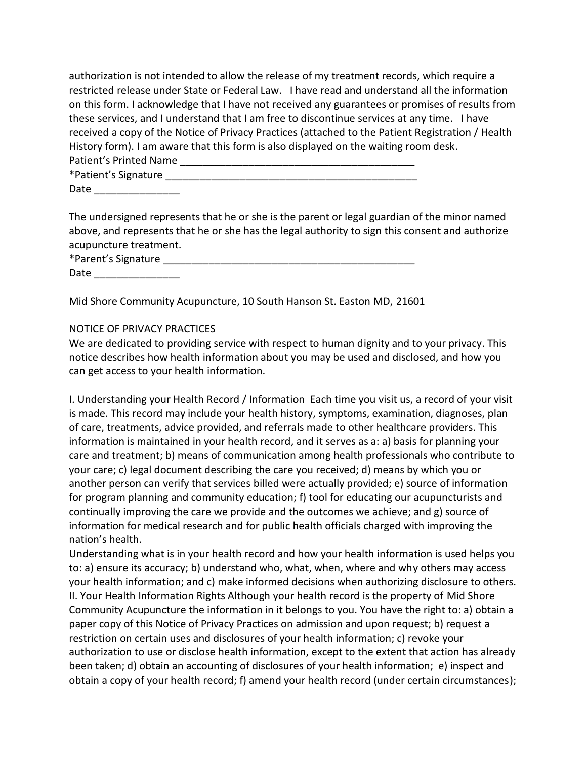authorization is not intended to allow the release of my treatment records, which require a restricted release under State or Federal Law. I have read and understand all the information on this form. I acknowledge that I have not received any guarantees or promises of results from these services, and I understand that I am free to discontinue services at any time. I have received a copy of the Notice of Privacy Practices (attached to the Patient Registration / Health History form). I am aware that this form is also displayed on the waiting room desk.

Patient's Printed Name ________________________________________

*Patient's Signature ___________________________________________

Date _______________

The undersigned represents that he or she is the parent or legal guardian of the minor named above, and represents that he or she has the legal authority to sign this consent and authorize acupuncture treatment.

*Parent's Signature ____________________________________________

Date _______________

Mid Shore Community Acupuncture, 10 South Hanson St. Easton MD, 21601

NOTICE OF PRIVACY PRACTICES

We are dedicated to providing service with respect to human dignity and to your privacy. This notice describes how health information about you may be used and disclosed, and how you can get access to your health information.

I. Understanding your Health Record / Information Each time you visit us, a record of your visit is made. This record may include your health history, symptoms, examination, diagnoses, plan of care, treatments, advice provided, and referrals made to other healthcare providers. This information is maintained in your health record, and it serves as a: a) basis for planning your care and treatment; b) means of communication among health professionals who contribute to your care; c) legal document describing the care you received; d) means by which you or another person can verify that services billed were actually provided; e) source of information for program planning and community education; f) tool for educating our acupuncturists and continually improving the care we provide and the outcomes we achieve; and g) source of information for medical research and for public health officials charged with improving the nation's health.

Understanding what is in your health record and how your health information is used helps you to: a) ensure its accuracy; b) understand who, what, when, where and why others may access your health information; and c) make informed decisions when authorizing disclosure to others.

II. Your Health Information Rights Although your health record is the property of Mid Shore Community Acupuncture the information in it belongs to you. You have the right to: a) obtain a paper copy of this Notice of Privacy Practices on admission and upon request; b) request a restriction on certain uses and disclosures of your health information; c) revoke your authorization to use or disclose health information, except to the extent that action has already been taken; d) obtain an accounting of disclosures of your health information; e) inspect and obtain a copy of your health record; f) amend your health record (under certain circumstances);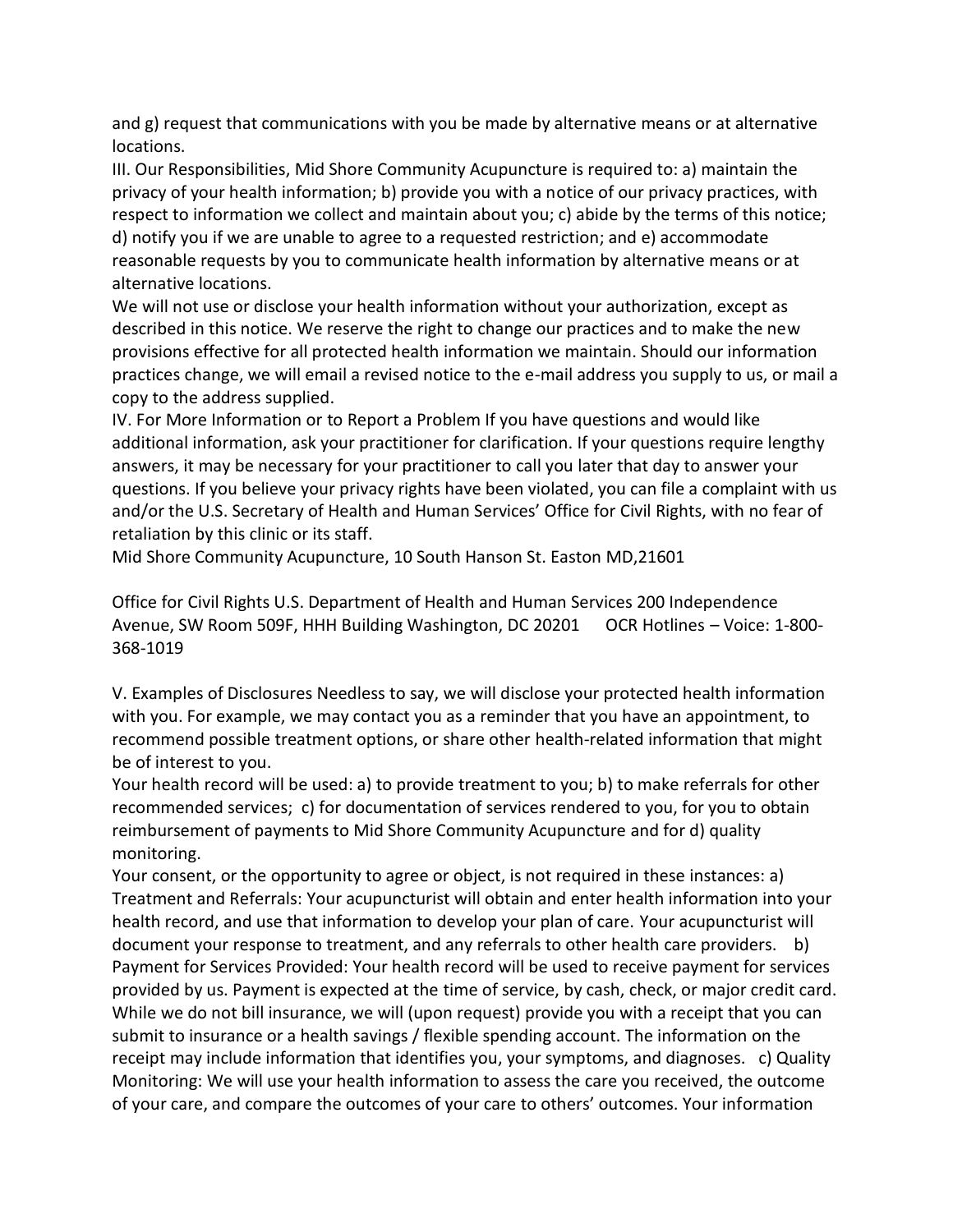and g) request that communications with you be made by alternative means or at alternative locations.

III. Our Responsibilities, Mid Shore Community Acupuncture is required to: a) maintain the privacy of your health information; b) provide you with a notice of our privacy practices, with respect to information we collect and maintain about you; c) abide by the terms of this notice; d) notify you if we are unable to agree to a requested restriction; and e) accommodate reasonable requests by you to communicate health information by alternative means or at alternative locations.

We will not use or disclose your health information without your authorization, except as described in this notice. We reserve the right to change our practices and to make the new provisions effective for all protected health information we maintain. Should our information practices change, we will email a revised notice to the e-mail address you supply to us, or mail a copy to the address supplied.

IV. For More Information or to Report a Problem If you have questions and would like additional information, ask your practitioner for clarification. If your questions require lengthy answers, it may be necessary for your practitioner to call you later that day to answer your questions. If you believe your privacy rights have been violated, you can file a complaint with us and/or the U.S. Secretary of Health and Human Services' Office for Civil Rights, with no fear of retaliation by this clinic or its staff.

Mid Shore Community Acupuncture, 10 South Hanson St. Easton MD,21601

Office for Civil Rights U.S. Department of Health and Human Services 200 Independence Avenue, SW Room 509F, HHH Building Washington, DC 20201 OCR Hotlines – Voice: 1-800-368-1019

V. Examples of Disclosures Needless to say, we will disclose your protected health information with you. For example, we may contact you as a reminder that you have an appointment, to recommend possible treatment options, or share other health-related information that might be of interest to you.

Your health record will be used: a) to provide treatment to you; b) to make referrals for other recommended services; c) for documentation of services rendered to you, for you to obtain reimbursement of payments to Mid Shore Community Acupuncture and for d) quality monitoring.

Your consent, or the opportunity to agree or object, is not required in these instances: a) Treatment and Referrals: Your acupuncturist will obtain and enter health information into your health record, and use that information to develop your plan of care. Your acupuncturist will document your response to treatment, and any referrals to other health care providers. b) Payment for Services Provided: Your health record will be used to receive payment for services provided by us. Payment is expected at the time of service, by cash, check, or major credit card. While we do not bill insurance, we will (upon request) provide you with a receipt that you can submit to insurance or a health savings / flexible spending account. The information on the receipt may include information that identifies you, your symptoms, and diagnoses. c) Quality Monitoring: We will use your health information to assess the care you received, the outcome of your care, and compare the outcomes of your care to others' outcomes. Your information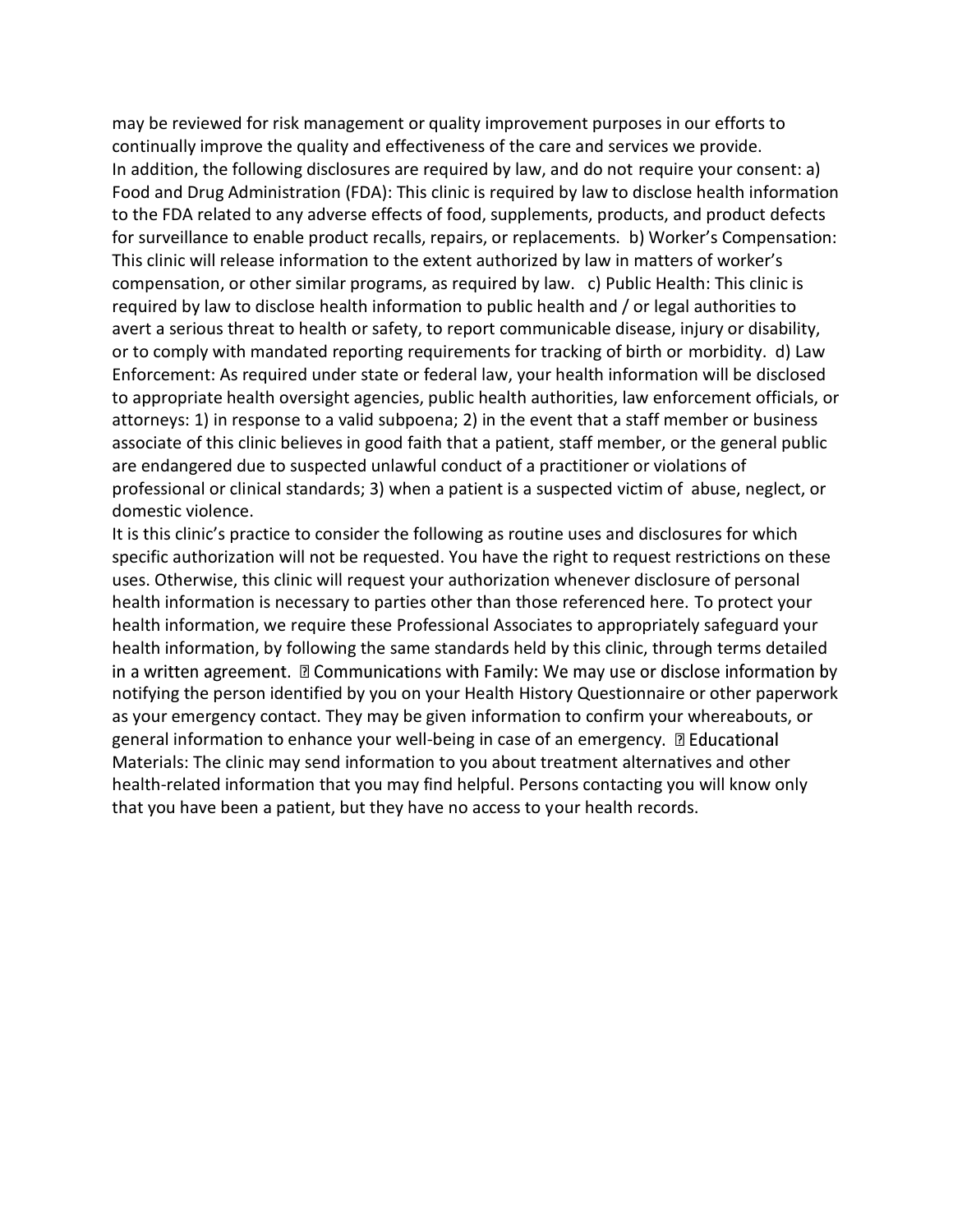may be reviewed for risk management or quality improvement purposes in our efforts to continually improve the quality and effectiveness of the care and services we provide.

In addition, the following disclosures are required by law, and do not require your consent: a) Food and Drug Administration (FDA): This clinic is required by law to disclose health information to the FDA related to any adverse effects of food, supplements, products, and product defects for surveillance to enable product recalls, repairs, or replacements. b) Worker's Compensation: This clinic will release information to the extent authorized by law in matters of worker's compensation, or other similar programs, as required by law. c) Public Health: This clinic is required by law to disclose health information to public health and / or legal authorities to avert a serious threat to health or safety, to report communicable disease, injury or disability, or to comply with mandated reporting requirements for tracking of birth or morbidity. d) Law Enforcement: As required under state or federal law, your health information will be disclosed to appropriate health oversight agencies, public health authorities, law enforcement officials, or attorneys: 1) in response to a valid subpoena; 2) in the event that a staff member or business associate of this clinic believes in good faith that a patient, staff member, or the general public are endangered due to suspected unlawful conduct of a practitioner or violations of professional or clinical standards; 3) when a patient is a suspected victim of abuse, neglect, or domestic violence.

It is this clinic's practice to consider the following as routine uses and disclosures for which specific authorization will not be requested. You have the right to request restrictions on these uses. Otherwise, this clinic will request your authorization whenever disclosure of personal health information is necessary to parties other than those referenced here. To protect your health information, we require these Professional Associates to appropriately safeguard your health information, by following the same standards held by this clinic, through terms detailed in a written agreement. ▯ Communications with Family: We may use or disclose information by notifying the person identified by you on your Health History Questionnaire or other paperwork as your emergency contact. They may be given information to confirm your whereabouts, or general information to enhance your well-being in case of an emergency. ▯ Educational Materials: The clinic may send information to you about treatment alternatives and other health-related information that you may find helpful. Persons contacting you will know only that you have been a patient, but they have no access to your health records.